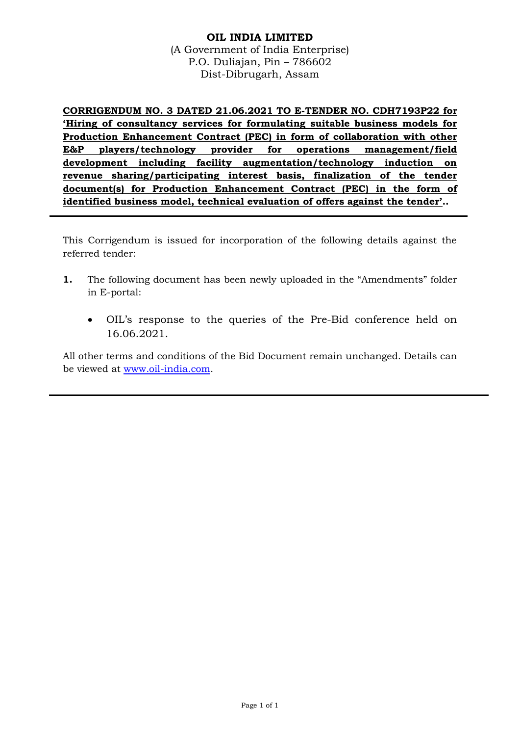**OIL INDIA LIMITED**

(A Government of India Enterprise)
P.O. Duliajan, Pin – 786602
Dist-Dibrugarh, Assam

**CORRIGENDUM NO. 3 DATED 21.06.2021 TO E-TENDER NO. CDH7193P22 for 'Hiring of consultancy services for formulating suitable business models for Production Enhancement Contract (PEC) in form of collaboration with other E&P players/technology provider for operations management/field development including facility augmentation/technology induction on revenue sharing/participating interest basis, finalization of the tender document(s) for Production Enhancement Contract (PEC) in the form of identified business model, technical evaluation of offers against the tender'..**

---

This Corrigendum is issued for incorporation of the following details against the referred tender:

**1.** The following document has been newly uploaded in the "Amendments" folder in E-portal:

- OIL's response to the queries of the Pre-Bid conference held on 16.06.2021.

All other terms and conditions of the Bid Document remain unchanged. Details can be viewed at www.oil-india.com.

---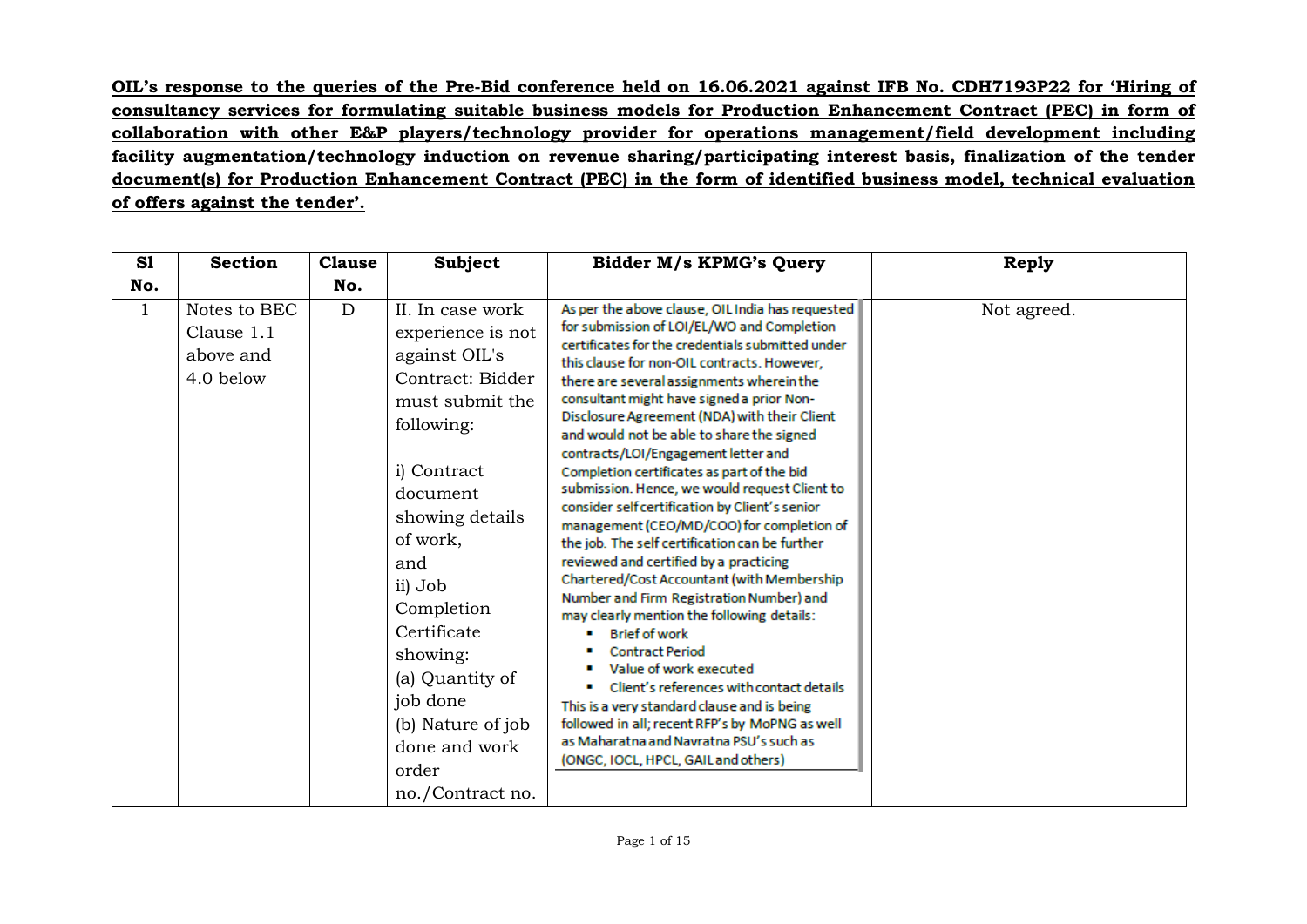**OIL's response to the queries of the Pre-Bid conference held on 16.06.2021 against IFB No. CDH7193P22 for 'Hiring of consultancy services for formulating suitable business models for Production Enhancement Contract (PEC) in form of collaboration with other E&P players/technology provider for operations management/field development including facility augmentation/technology induction on revenue sharing/participating interest basis, finalization of the tender document(s) for Production Enhancement Contract (PEC) in the form of identified business model, technical evaluation of offers against the tender'.**

| Sl No. | Section | Clause No. | Subject | Bidder M/s KPMG's Query | Reply |
|---|---|---|---|---|---|
| 1 | Notes to BEC Clause 1.1 above and 4.0 below | D | II. In case work experience is not against OIL's Contract: Bidder must submit the following:<br><br>i) Contract document showing details of work,<br>and<br>ii) Job Completion Certificate showing:<br>(a) Quantity of job done<br>(b) Nature of job done and work order no./Contract no. | As per the above clause, OIL India has requested for submission of LOI/EL/WO and Completion certificates for the credentials submitted under this clause for non-OIL contracts. However, there are several assignments wherein the consultant might have signed a prior Non-Disclosure Agreement (NDA) with their Client and would not be able to share the signed contracts/LOI/Engagement letter and Completion certificates as part of the bid submission. Hence, we would request Client to consider self certification by Client's senior management (CEO/MD/COO) for completion of the job. The self certification can be further reviewed and certified by a practicing Chartered/Cost Accountant (with Membership Number and Firm Registration Number) and may clearly mention the following details:<br>▪ Brief of work<br>▪ Contract Period<br>▪ Value of work executed<br>▪ Client's references with contact details<br>This is a very standard clause and is being followed in all; recent RFP's by MoPNG as well as Maharatna and Navratna PSU's such as (ONGC, IOCL, HPCL, GAIL and others) | Not agreed. |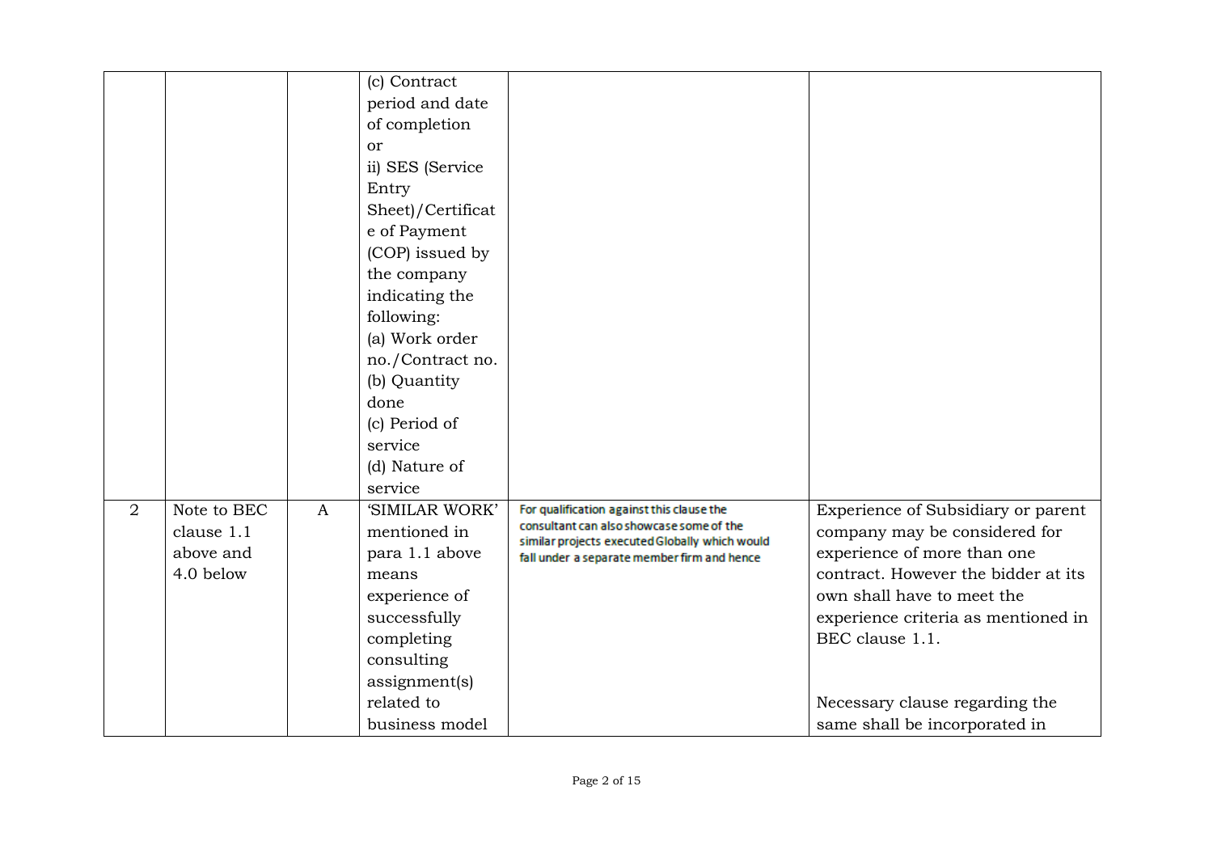| | | | | | |
|---|---|---|---|---|---|
| | | | (c) Contract period and date of completion or ii) SES (Service Entry Sheet)/Certificate of Payment (COP) issued by the company indicating the following: (a) Work order no./Contract no. (b) Quantity done (c) Period of service (d) Nature of service | | |
| 2 | Note to BEC clause 1.1 above and 4.0 below | A | 'SIMILAR WORK' mentioned in para 1.1 above means experience of successfully completing consulting assignment(s) related to business model | For qualification against this clause the consultant can also showcase some of the similar projects executed Globally which would fall under a separate member firm and hence | Experience of Subsidiary or parent company may be considered for experience of more than one contract. However the bidder at its own shall have to meet the experience criteria as mentioned in BEC clause 1.1. Necessary clause regarding the same shall be incorporated in |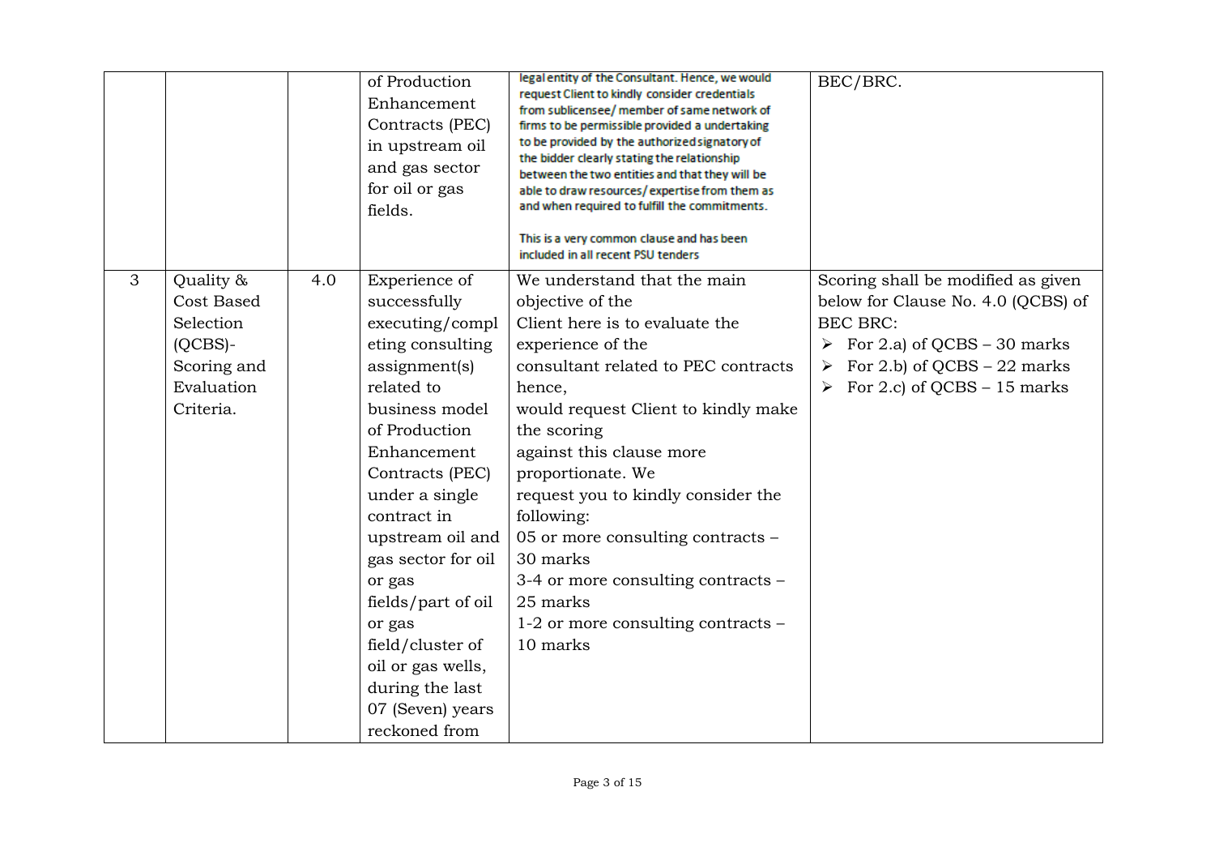| | | | | | |
|---|---|---|---|---|---|
| | | | of Production Enhancement Contracts (PEC) in upstream oil and gas sector for oil or gas fields. | legal entity of the Consultant. Hence, we would request Client to kindly consider credentials from sublicensee/ member of same network of firms to be permissible provided a undertaking to be provided by the authorized signatory of the bidder clearly stating the relationship between the two entities and that they will be able to draw resources/ expertise from them as and when required to fulfill the commitments.<br><br>This is a very common clause and has been included in all recent PSU tenders | BEC/BRC. |
| 3 | Quality & Cost Based Selection (QCBS)- Scoring and Evaluation Criteria. | 4.0 | Experience of successfully executing/completing consulting assignment(s) related to business model of Production Enhancement Contracts (PEC) under a single contract in upstream oil and gas sector for oil or gas fields/part of oil or gas field/cluster of oil or gas wells, during the last 07 (Seven) years reckoned from | We understand that the main objective of the Client here is to evaluate the experience of the consultant related to PEC contracts hence, would request Client to kindly make the scoring against this clause more proportionate. We request you to kindly consider the following:<br>05 or more consulting contracts – 30 marks<br>3-4 or more consulting contracts – 25 marks<br>1-2 or more consulting contracts – 10 marks | Scoring shall be modified as given below for Clause No. 4.0 (QCBS) of BEC BRC:<br>➢ For 2.a) of QCBS – 30 marks<br>➢ For 2.b) of QCBS – 22 marks<br>➢ For 2.c) of QCBS – 15 marks |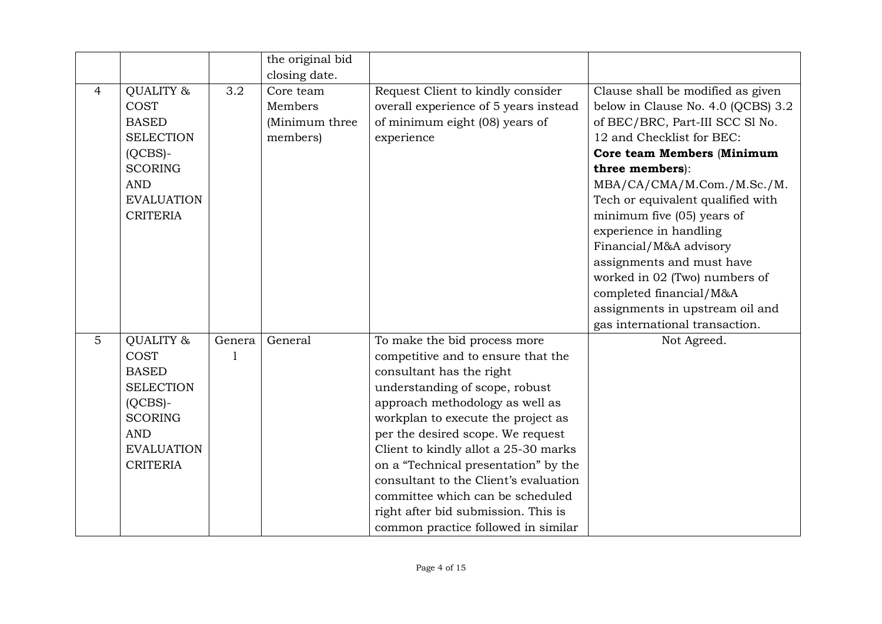|  |  |  | the original bid closing date. |  |  |
| --- | --- | --- | --- | --- | --- |
| 4 | QUALITY & COST BASED SELECTION (QCBS)- SCORING AND EVALUATION CRITERIA | 3.2 | Core team Members (Minimum three members) | Request Client to kindly consider overall experience of 5 years instead of minimum eight (08) years of experience | Clause shall be modified as given below in Clause No. 4.0 (QCBS) 3.2 of BEC/BRC, Part-III SCC Sl No. 12 and Checklist for BEC: **Core team Members (Minimum three members)**: MBA/CA/CMA/M.Com./M.Sc./M.Tech or equivalent qualified with minimum five (05) years of experience in handling Financial/M&A advisory assignments and must have worked in 02 (Two) numbers of completed financial/M&A assignments in upstream oil and gas international transaction. |
| 5 | QUALITY & COST BASED SELECTION (QCBS)- SCORING AND EVALUATION CRITERIA | General | General | To make the bid process more competitive and to ensure that the consultant has the right understanding of scope, robust approach methodology as well as workplan to execute the project as per the desired scope. We request Client to kindly allot a 25-30 marks on a "Technical presentation" by the consultant to the Client's evaluation committee which can be scheduled right after bid submission. This is common practice followed in similar | Not Agreed. |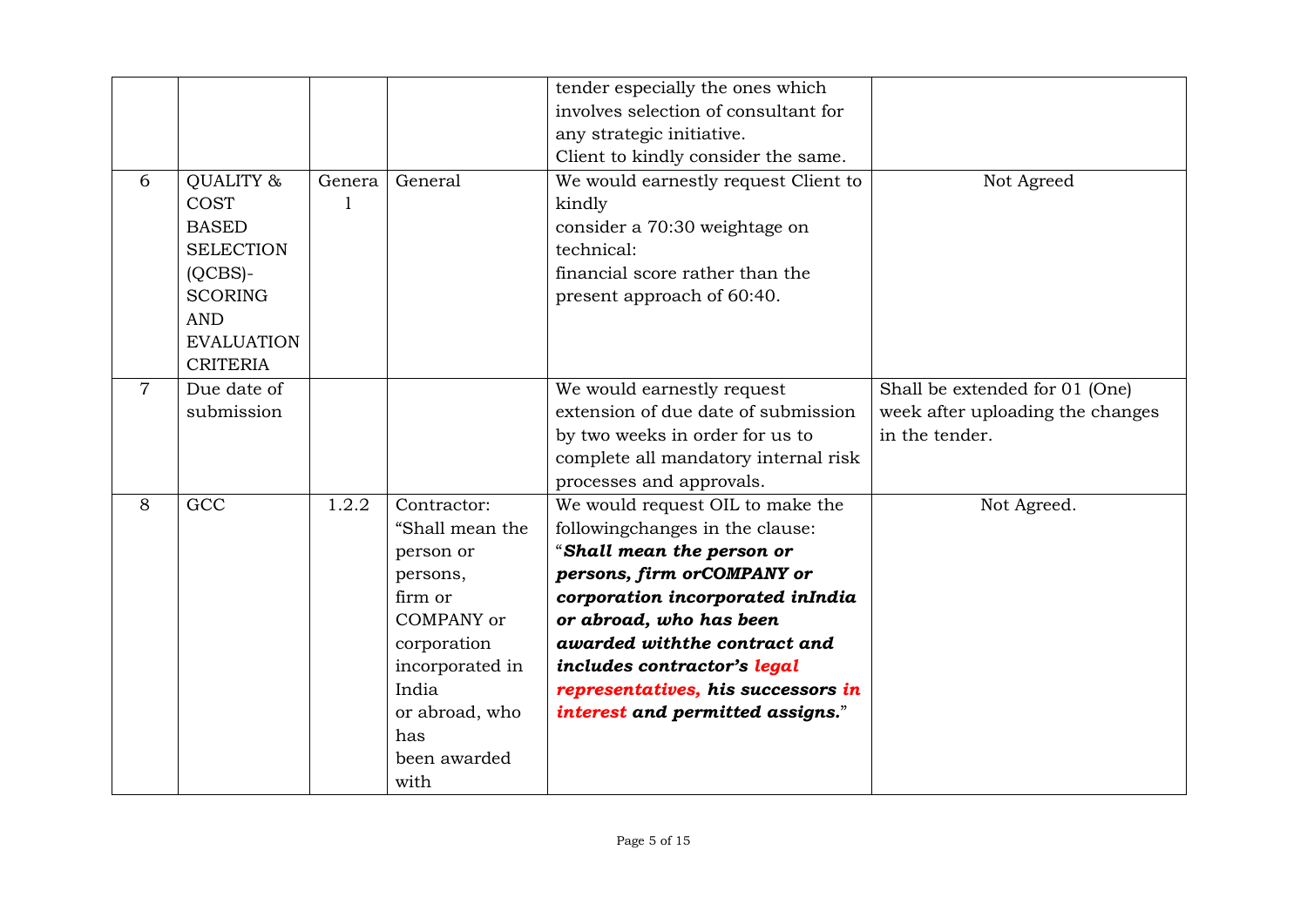| | | | | tender especially the ones which involves selection of consultant for any strategic initiative. Client to kindly consider the same. | |
|---|---|---|---|---|---|
| 6 | QUALITY & COST BASED SELECTION (QCBS)- SCORING AND EVALUATION CRITERIA | General | General | We would earnestly request Client to kindly consider a 70:30 weightage on technical: financial score rather than the present approach of 60:40. | Not Agreed |
| 7 | Due date of submission | | | We would earnestly request extension of due date of submission by two weeks in order for us to complete all mandatory internal risk processes and approvals. | Shall be extended for 01 (One) week after uploading the changes in the tender. |
| 8 | GCC | 1.2.2 | Contractor: "Shall mean the person or persons, firm or COMPANY or corporation incorporated in India or abroad, who has been awarded with | We would request OIL to make the followingchanges in the clause: "***Shall mean the person or persons, firm orCOMPANY or corporation incorporated inIndia or abroad, who has been awarded withthe contract and includes contractor's legal representatives, his successors in interest and permitted assigns.***" | Not Agreed. |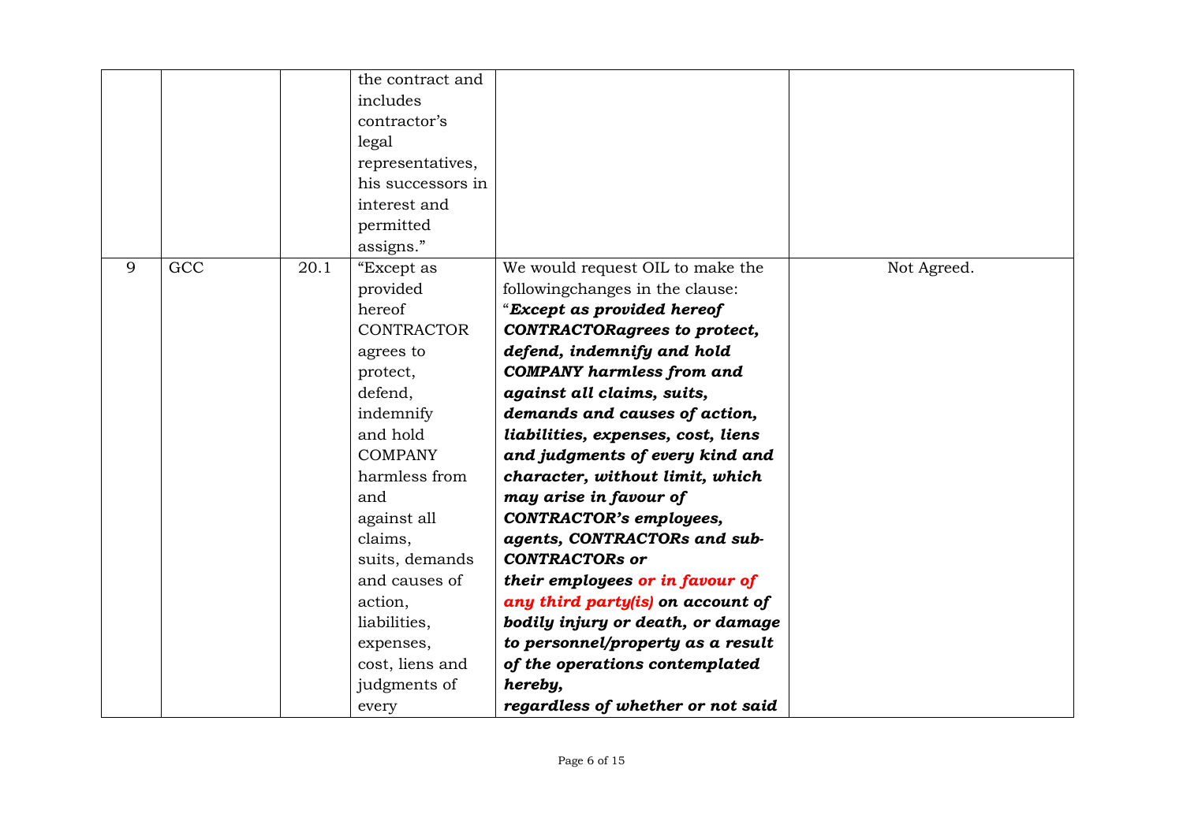|  |  |  | the contract and includes contractor's legal representatives, his successors in interest and permitted assigns." |  |  |
|---|---|---|---|---|---|
| 9 | GCC | 20.1 | "Except as provided hereof CONTRACTOR agrees to protect, defend, indemnify and hold COMPANY harmless from and against all claims, suits, demands and causes of action, liabilities, expenses, cost, liens and judgments of every | We would request OIL to make the followingchanges in the clause:<br>"***Except as provided hereof CONTRACTORagrees to protect, defend, indemnify and hold COMPANY harmless from and against all claims, suits, demands and causes of action, liabilities, expenses, cost, liens and judgments of every kind and character, without limit, which may arise in favour of CONTRACTOR's employees, agents, CONTRACTORs and sub-CONTRACTORs or their employees or in favour of any third party(is) on account of bodily injury or death, or damage to personnel/property as a result of the operations contemplated hereby,<br>regardless of whether or not said*** | Not Agreed. |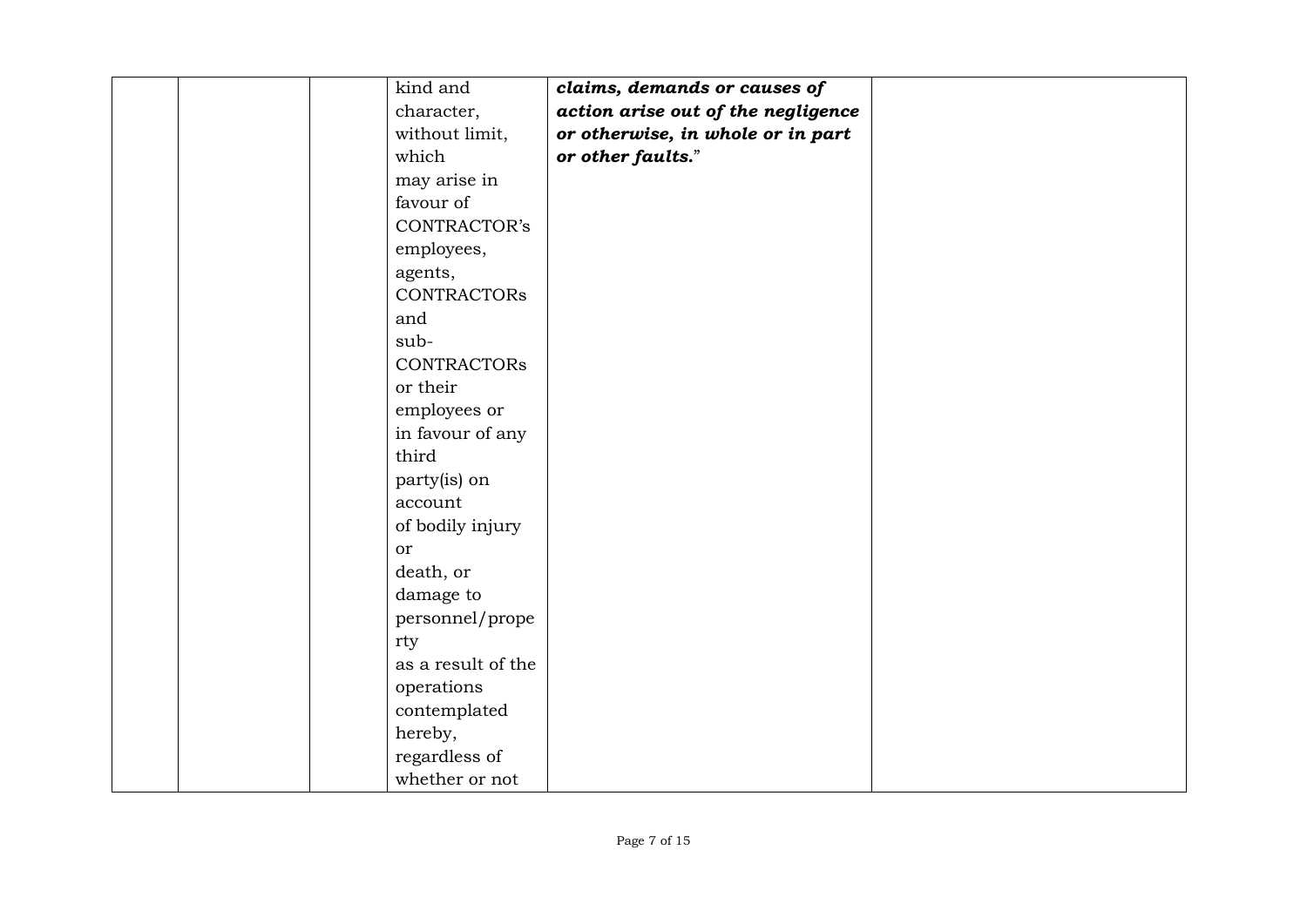|  |  |  | kind and character, without limit, which may arise in favour of CONTRACTOR's employees, agents, CONTRACTORs and sub-CONTRACTORs or their employees or in favour of any third party(is) on account of bodily injury or death, or damage to personnel/property as a result of the operations contemplated hereby, regardless of whether or not | ***claims, demands or causes of action arise out of the negligence or otherwise, in whole or in part or other faults.***" |  |
|---|---|---|---|---|---|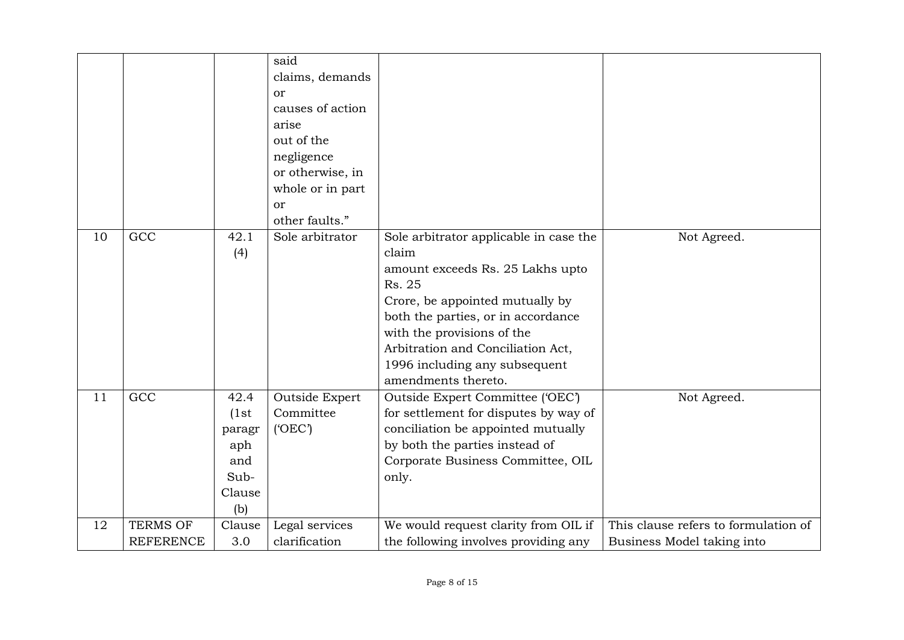| | | | | | |
|---|---|---|---|---|---|
| | | | said claims, demands or causes of action arise out of the negligence or otherwise, in whole or in part or other faults." | | |
| 10 | GCC | 42.1 (4) | Sole arbitrator | Sole arbitrator applicable in case the claim amount exceeds Rs. 25 Lakhs upto Rs. 25 Crore, be appointed mutually by both the parties, or in accordance with the provisions of the Arbitration and Conciliation Act, 1996 including any subsequent amendments thereto. | Not Agreed. |
| 11 | GCC | 42.4 (1st paragraph and Sub-Clause (b) | Outside Expert Committee ('OEC') | Outside Expert Committee ('OEC') for settlement for disputes by way of conciliation be appointed mutually by both the parties instead of Corporate Business Committee, OIL only. | Not Agreed. |
| 12 | TERMS OF REFERENCE | Clause 3.0 | Legal services clarification | We would request clarity from OIL if the following involves providing any | This clause refers to formulation of Business Model taking into |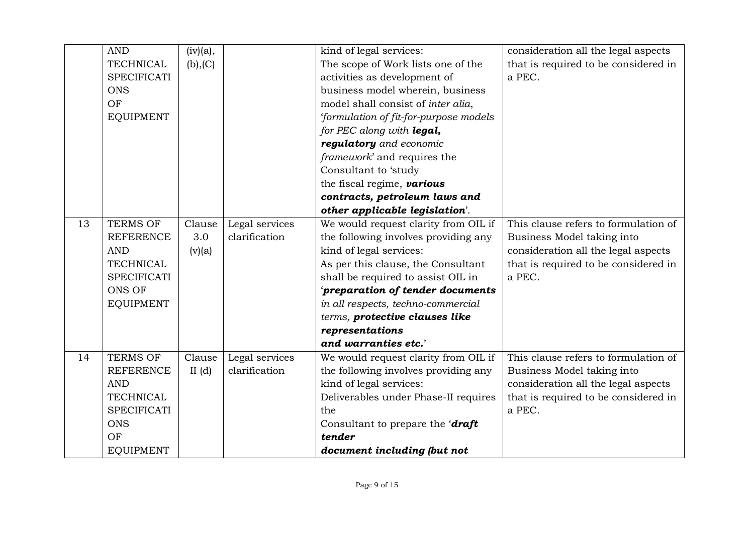| | | | | | |
|---|---|---|---|---|---|
| | AND TECHNICAL SPECIFICATIONS OF EQUIPMENT | (iv)(a), (b),(C) | | kind of legal services: The scope of Work lists one of the activities as development of business model wherein, business model shall consist of *inter alia*, '*formulation of fit-for-purpose models for PEC along with* ***legal, regulatory*** *and economic framework*' and requires the Consultant to 'study the fiscal regime, ***various contracts, petroleum laws and other applicable legislation***'. | consideration all the legal aspects that is required to be considered in a PEC. |
| 13 | TERMS OF REFERENCE AND TECHNICAL SPECIFICATIONS OF EQUIPMENT | Clause 3.0 (v)(a) | Legal services clarification | We would request clarity from OIL if the following involves providing any kind of legal services: As per this clause, the Consultant shall be required to assist OIL in '***preparation of tender documents*** *in all respects, techno-commercial terms,* ***protective clauses like representations and warranties etc.***' | This clause refers to formulation of Business Model taking into consideration all the legal aspects that is required to be considered in a PEC. |
| 14 | TERMS OF REFERENCE AND TECHNICAL SPECIFICATIONS OF EQUIPMENT | Clause II (d) | Legal services clarification | We would request clarity from OIL if the following involves providing any kind of legal services: Deliverables under Phase-II requires the Consultant to prepare the '***draft tender document including (but not*** | This clause refers to formulation of Business Model taking into consideration all the legal aspects that is required to be considered in a PEC. |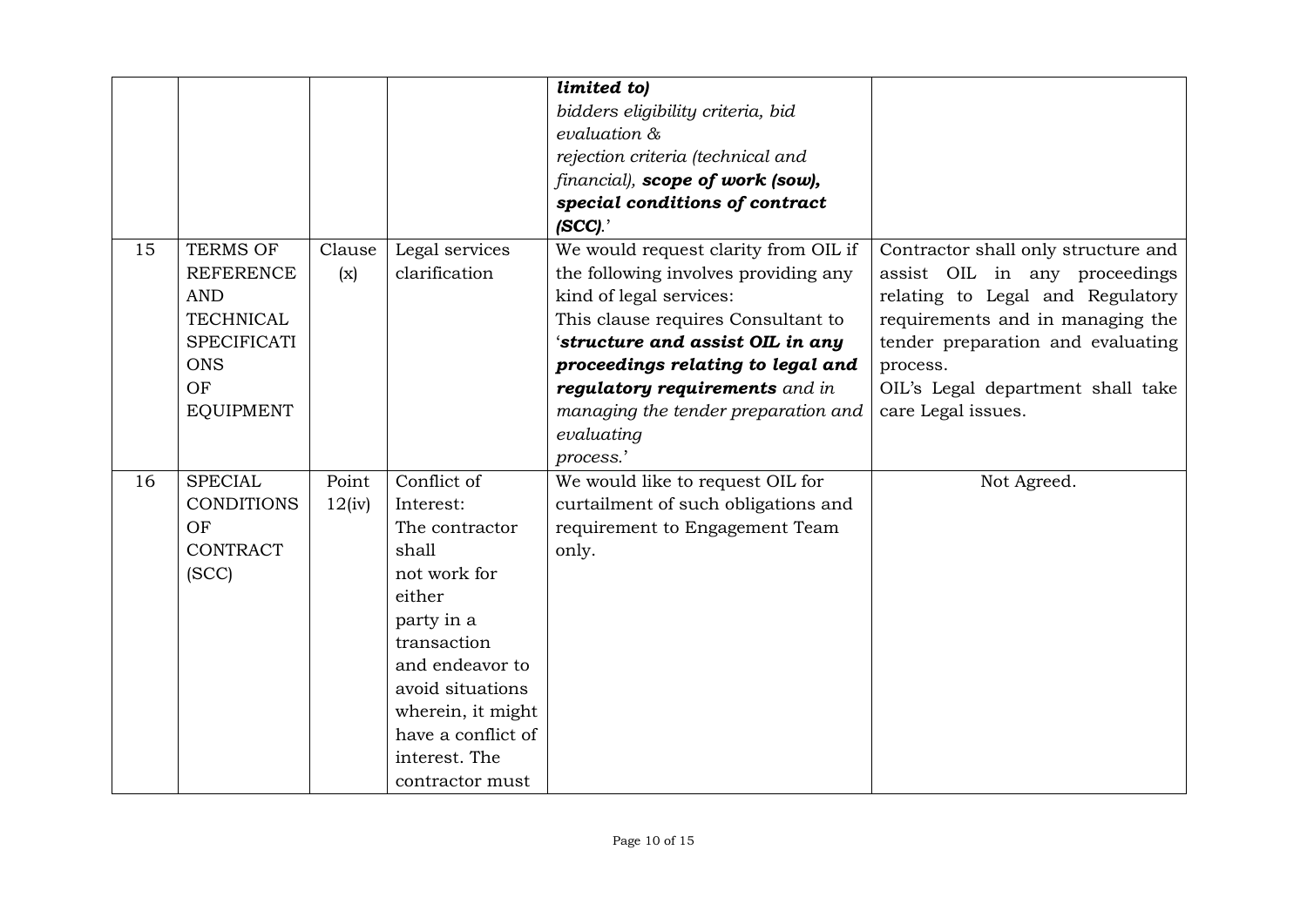| | | | | *limited to)* *bidders eligibility criteria, bid evaluation & rejection criteria (technical and financial),* ***scope of work (sow), special conditions of contract (SCC).***' | |
|---|---|---|---|---|---|
| 15 | TERMS OF REFERENCE AND TECHNICAL SPECIFICATIONS OF EQUIPMENT | Clause (x) | Legal services clarification | We would request clarity from OIL if the following involves providing any kind of legal services: This clause requires Consultant to '***structure and assist OIL in any proceedings relating to legal and regulatory requirements*** *and in managing the tender preparation and evaluating process.*' | Contractor shall only structure and assist OIL in any proceedings relating to Legal and Regulatory requirements and in managing the tender preparation and evaluating process. OIL's Legal department shall take care Legal issues. |
| 16 | SPECIAL CONDITIONS OF CONTRACT (SCC) | Point 12(iv) | Conflict of Interest: The contractor shall not work for either party in a transaction and endeavor to avoid situations wherein, it might have a conflict of interest. The contractor must | We would like to request OIL for curtailment of such obligations and requirement to Engagement Team only. | Not Agreed. |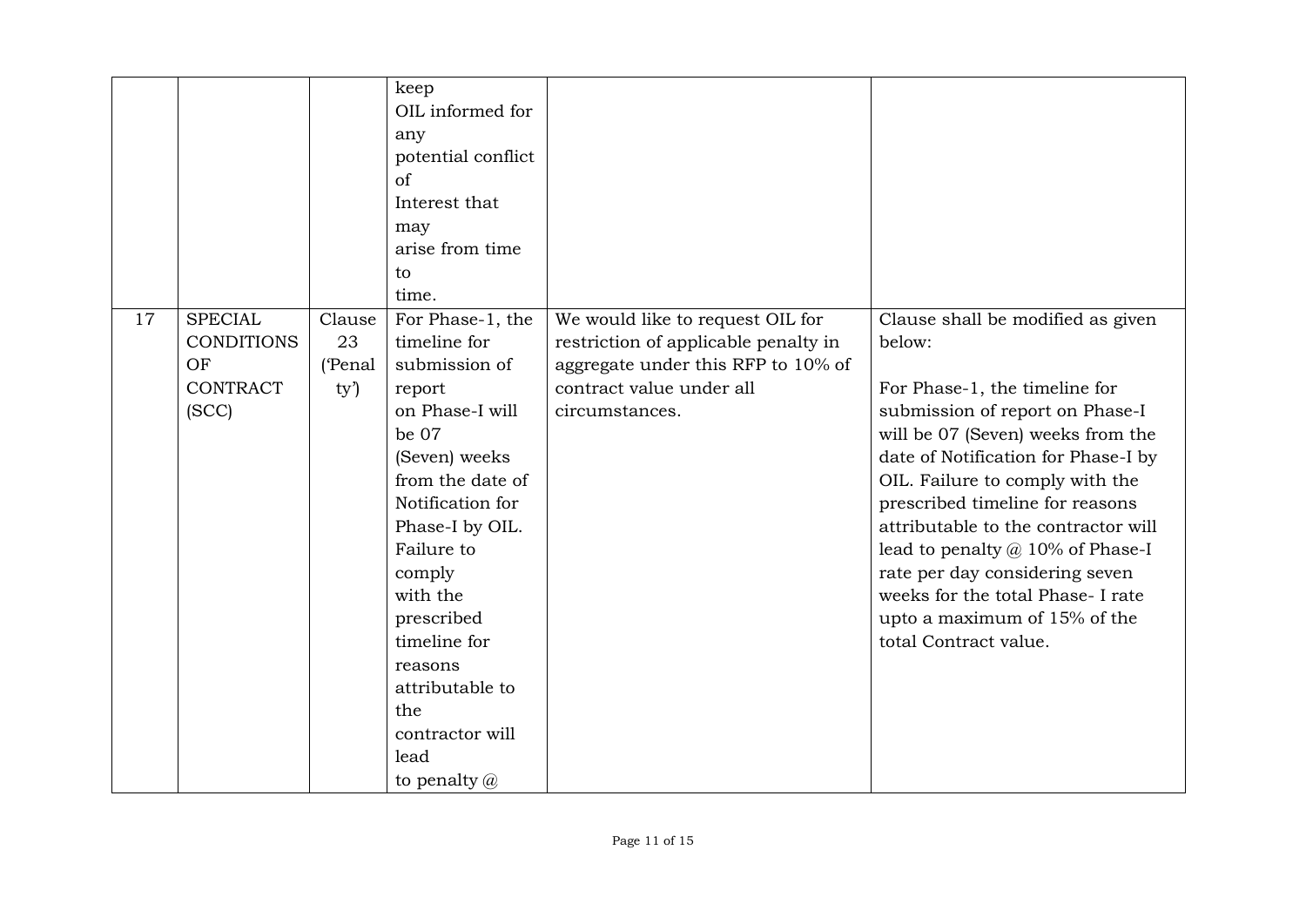|  |  |  | keep OIL informed for any potential conflict of Interest that may arise from time to time. |  |  |
| --- | --- | --- | --- | --- | --- |
| 17 | SPECIAL CONDITIONS OF CONTRACT (SCC) | Clause 23 ('Penalty') | For Phase-1, the timeline for submission of report on Phase-I will be 07 (Seven) weeks from the date of Notification for Phase-I by OIL. Failure to comply with the prescribed timeline for reasons attributable to the contractor will lead to penalty @ | We would like to request OIL for restriction of applicable penalty in aggregate under this RFP to 10% of contract value under all circumstances. | Clause shall be modified as given below:<br><br>For Phase-1, the timeline for submission of report on Phase-I will be 07 (Seven) weeks from the date of Notification for Phase-I by OIL. Failure to comply with the prescribed timeline for reasons attributable to the contractor will lead to penalty @ 10% of Phase-I rate per day considering seven weeks for the total Phase- I rate upto a maximum of 15% of the total Contract value. |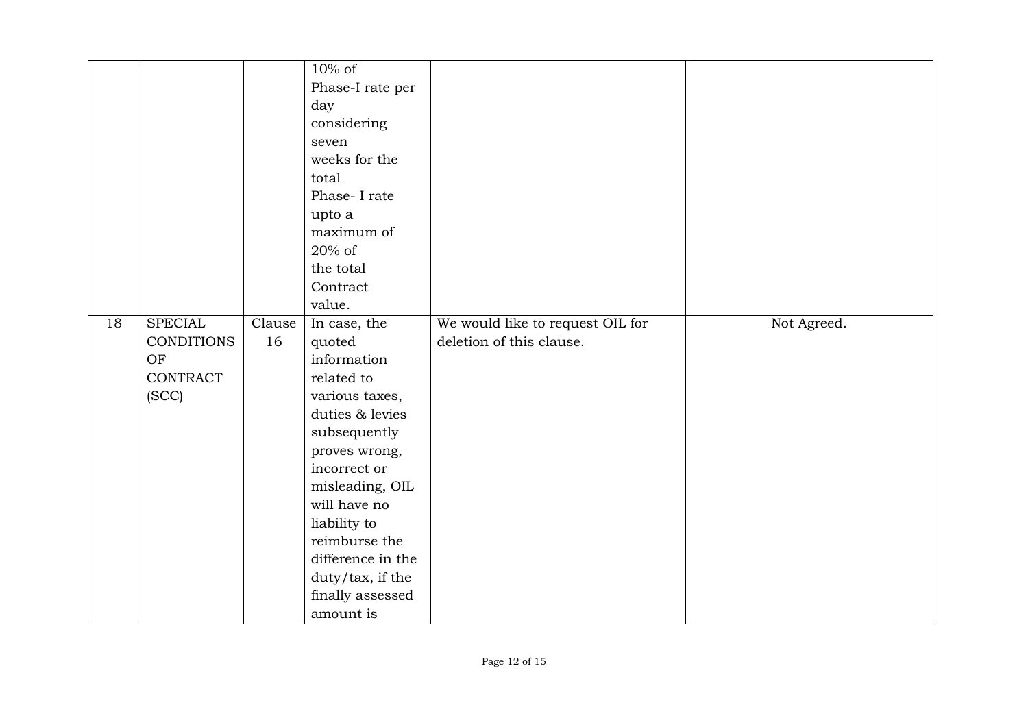| | | | | | |
|---|---|---|---|---|---|
| | | | 10% of Phase-I rate per day considering seven weeks for the total Phase- I rate upto a maximum of 20% of the total Contract value. | | |
| 18 | SPECIAL CONDITIONS OF CONTRACT (SCC) | Clause 16 | In case, the quoted information related to various taxes, duties & levies subsequently proves wrong, incorrect or misleading, OIL will have no liability to reimburse the difference in the duty/tax, if the finally assessed amount is | We would like to request OIL for deletion of this clause. | Not Agreed. |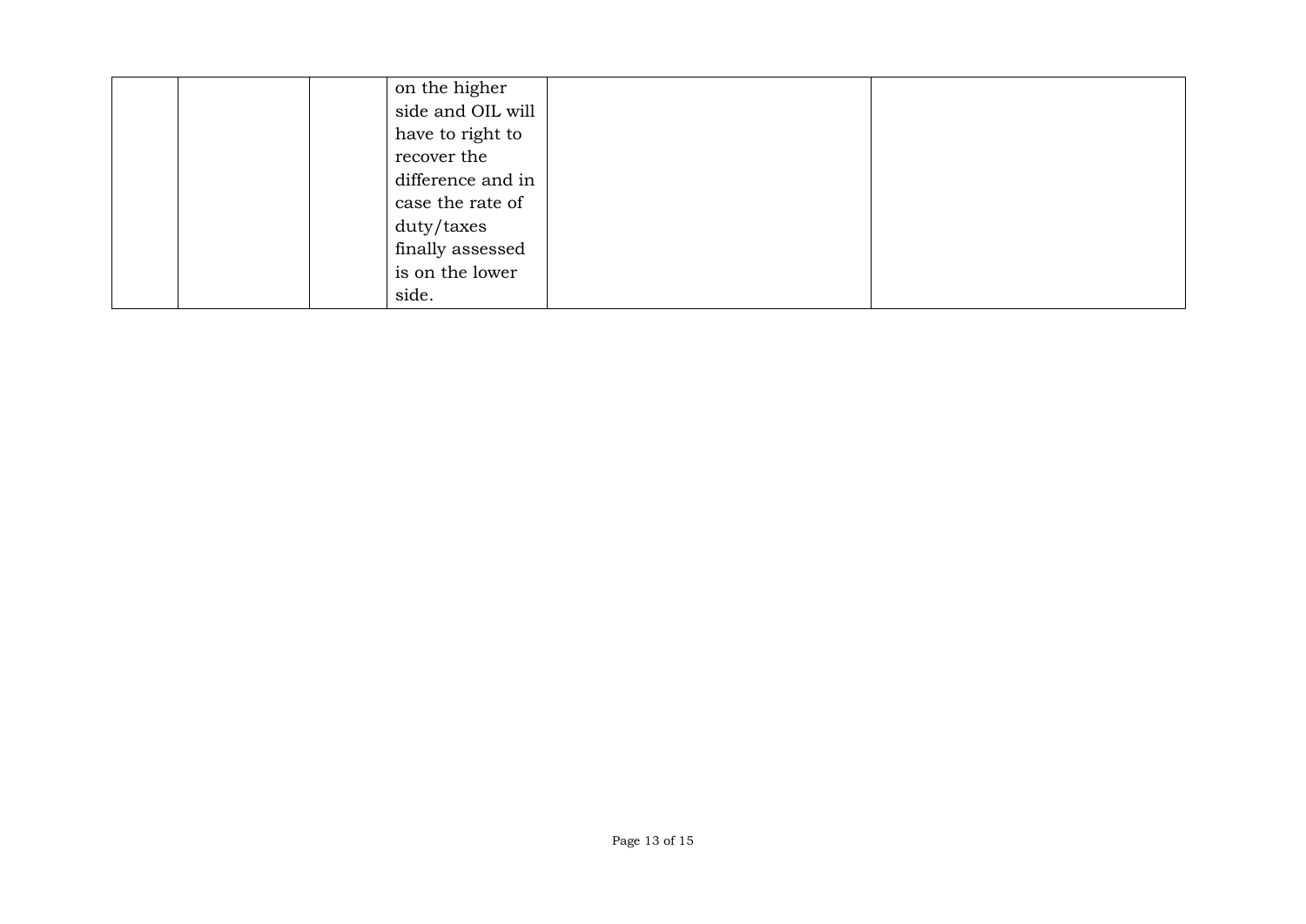| | | | | | |
|---|---|---|---|---|---|
| | | | on the higher side and OIL will have to right to recover the difference and in case the rate of duty/taxes finally assessed is on the lower side. | | |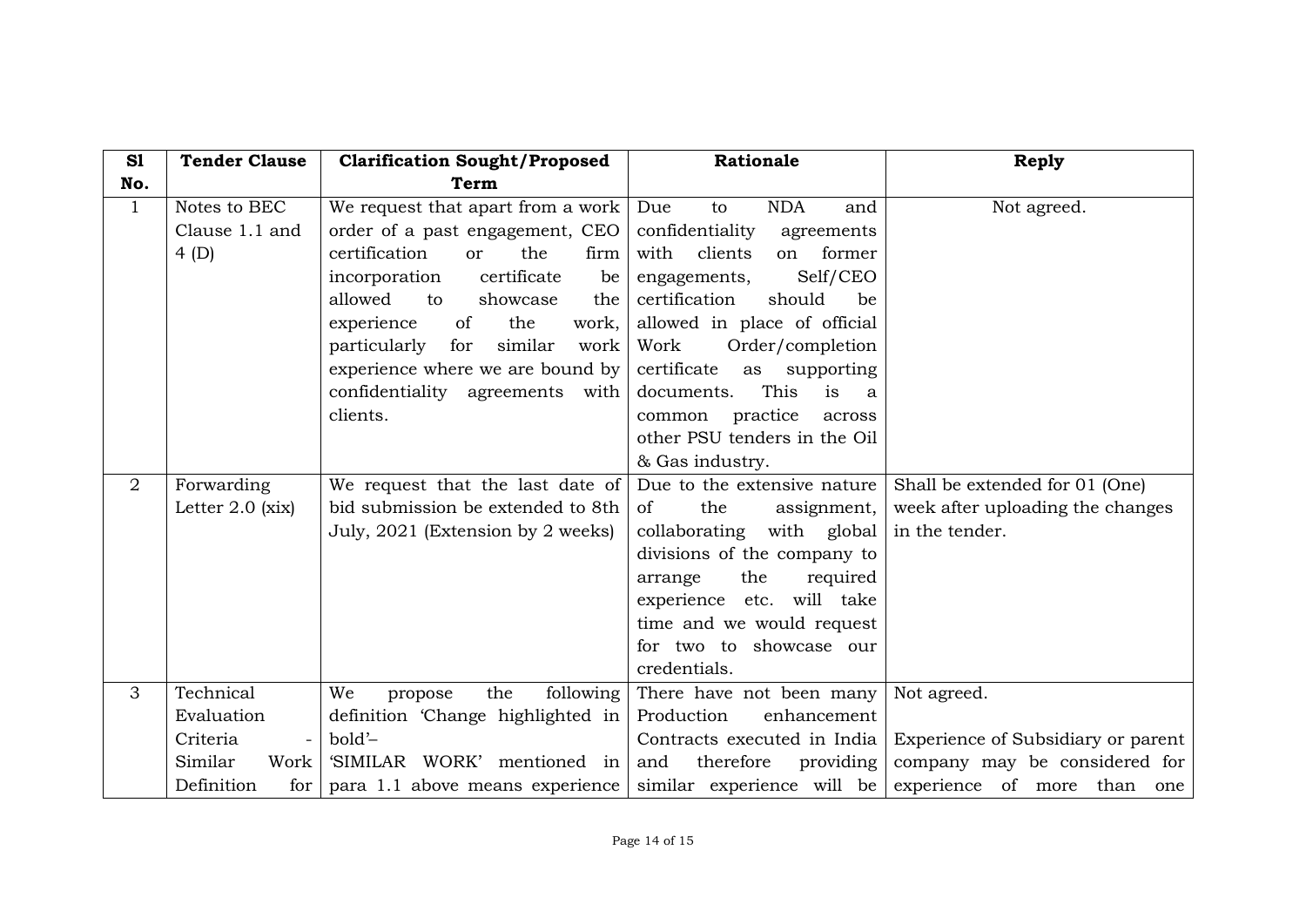| Sl No. | Tender Clause | Clarification Sought/Proposed Term | Rationale | Reply |
|---|---|---|---|---|
| 1 | Notes to BEC Clause 1.1 and 4 (D) | We request that apart from a work order of a past engagement, CEO certification or the firm incorporation certificate be allowed to showcase the experience of the work, particularly for similar work experience where we are bound by confidentiality agreements with clients. | Due to NDA and confidentiality agreements with clients on former engagements, Self/CEO certification should be allowed in place of official Work Order/completion certificate as supporting documents. This is a common practice across other PSU tenders in the Oil & Gas industry. | Not agreed. |
| 2 | Forwarding Letter 2.0 (xix) | We request that the last date of bid submission be extended to 8th July, 2021 (Extension by 2 weeks) | Due to the extensive nature of the assignment, collaborating with global divisions of the company to arrange the required experience etc. will take time and we would request for two to showcase our credentials. | Shall be extended for 01 (One) week after uploading the changes in the tender. |
| 3 | Technical Evaluation Criteria - Similar Work Definition for | We propose the following definition 'Change highlighted in bold'– 'SIMILAR WORK' mentioned in para 1.1 above means experience | There have not been many Production enhancement Contracts executed in India and therefore providing similar experience will be | Not agreed.<br><br>Experience of Subsidiary or parent company may be considered for experience of more than one |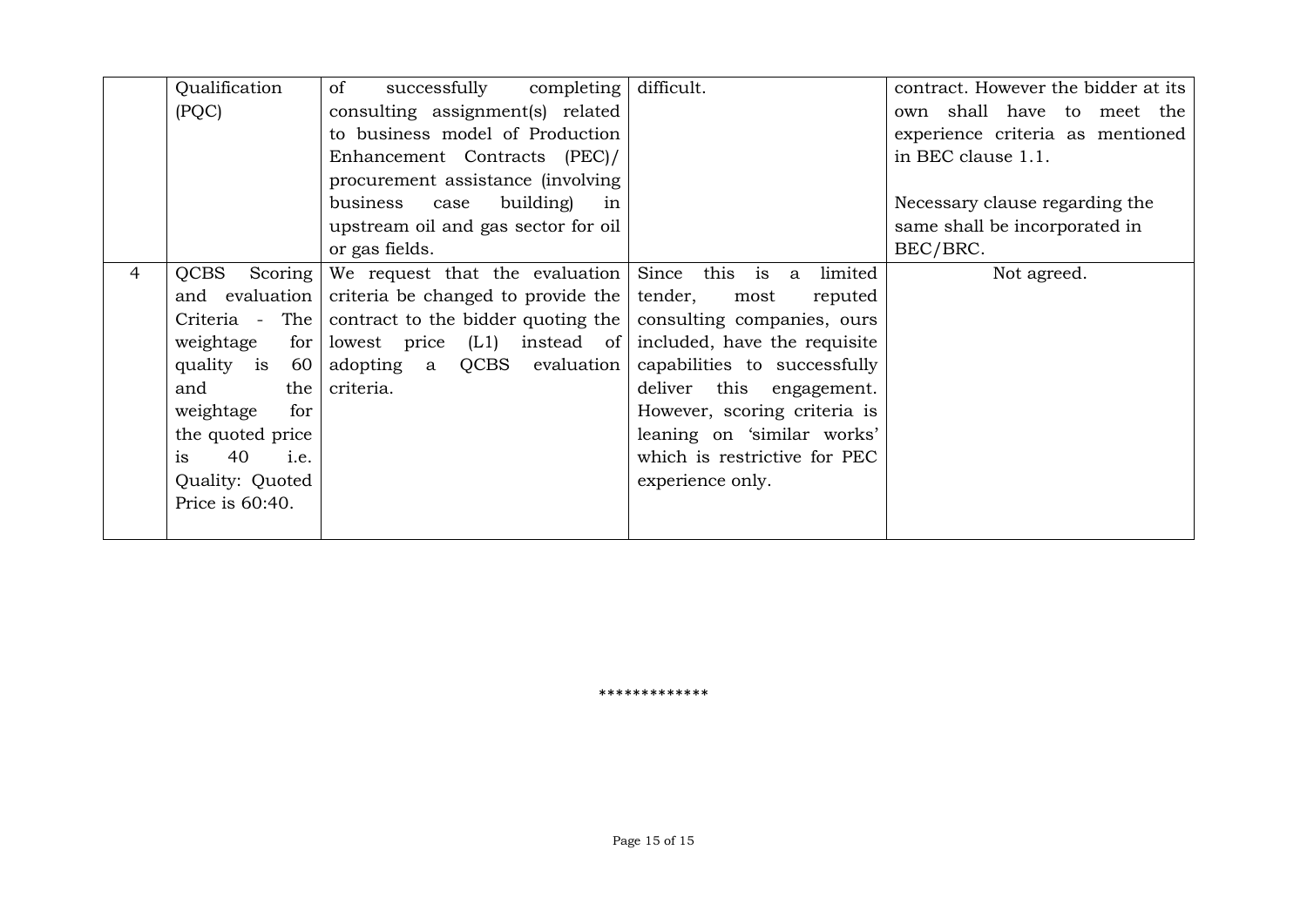| | | | | |
|---|---|---|---|---|
| | Qualification (PQC) | of successfully completing consulting assignment(s) related to business model of Production Enhancement Contracts (PEC)/ procurement assistance (involving business case building) in upstream oil and gas sector for oil or gas fields. | difficult. | contract. However the bidder at its own shall have to meet the experience criteria as mentioned in BEC clause 1.1.<br><br>Necessary clause regarding the same shall be incorporated in BEC/BRC. |
| 4 | QCBS Scoring and evaluation Criteria - The weightage for quality is 60 and the weightage for the quoted price is 40 i.e. Quality: Quoted Price is 60:40. | We request that the evaluation criteria be changed to provide the contract to the bidder quoting the lowest price (L1) instead of adopting a QCBS evaluation criteria. | Since this is a limited tender, most reputed consulting companies, ours included, have the requisite capabilities to successfully deliver this engagement. However, scoring criteria is leaning on 'similar works' which is restrictive for PEC experience only. | Not agreed. |

*************